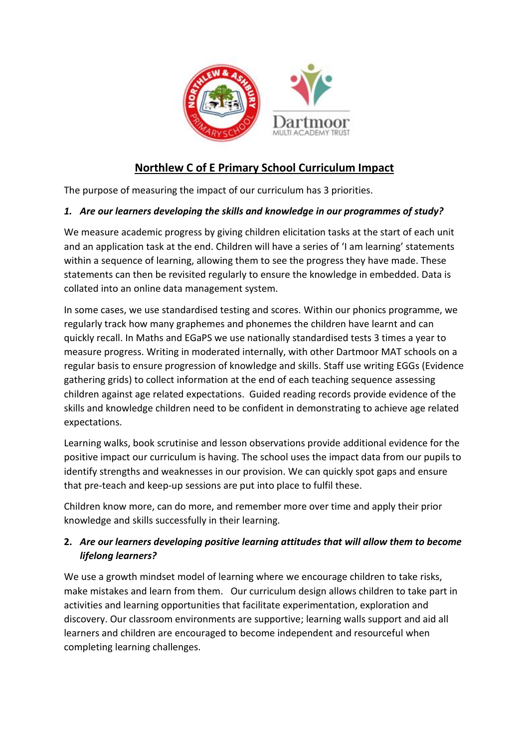# Northlew C of E Primary School Curriculum Impact

The purpose of measuring the impact of our curriculum has 3 priorities.

1. ***Are our learners developing the skills and knowledge in our programmes of study?***

We measure academic progress by giving children elicitation tasks at the start of each unit and an application task at the end. Children will have a series of 'I am learning' statements within a sequence of learning, allowing them to see the progress they have made. These statements can then be revisited regularly to ensure the knowledge in embedded. Data is collated into an online data management system.

In some cases, we use standardised testing and scores. Within our phonics programme, we regularly track how many graphemes and phonemes the children have learnt and can quickly recall. In Maths and EGaPS we use nationally standardised tests 3 times a year to measure progress. Writing in moderated internally, with other Dartmoor MAT schools on a regular basis to ensure progression of knowledge and skills. Staff use writing EGGs (Evidence gathering grids) to collect information at the end of each teaching sequence assessing children against age related expectations. Guided reading records provide evidence of the skills and knowledge children need to be confident in demonstrating to achieve age related expectations.

Learning walks, book scrutinise and lesson observations provide additional evidence for the positive impact our curriculum is having. The school uses the impact data from our pupils to identify strengths and weaknesses in our provision. We can quickly spot gaps and ensure that pre-teach and keep-up sessions are put into place to fulfil these.

Children know more, can do more, and remember more over time and apply their prior knowledge and skills successfully in their learning.

2. ***Are our learners developing positive learning attitudes that will allow them to become lifelong learners?***

We use a growth mindset model of learning where we encourage children to take risks, make mistakes and learn from them. Our curriculum design allows children to take part in activities and learning opportunities that facilitate experimentation, exploration and discovery. Our classroom environments are supportive; learning walls support and aid all learners and children are encouraged to become independent and resourceful when completing learning challenges.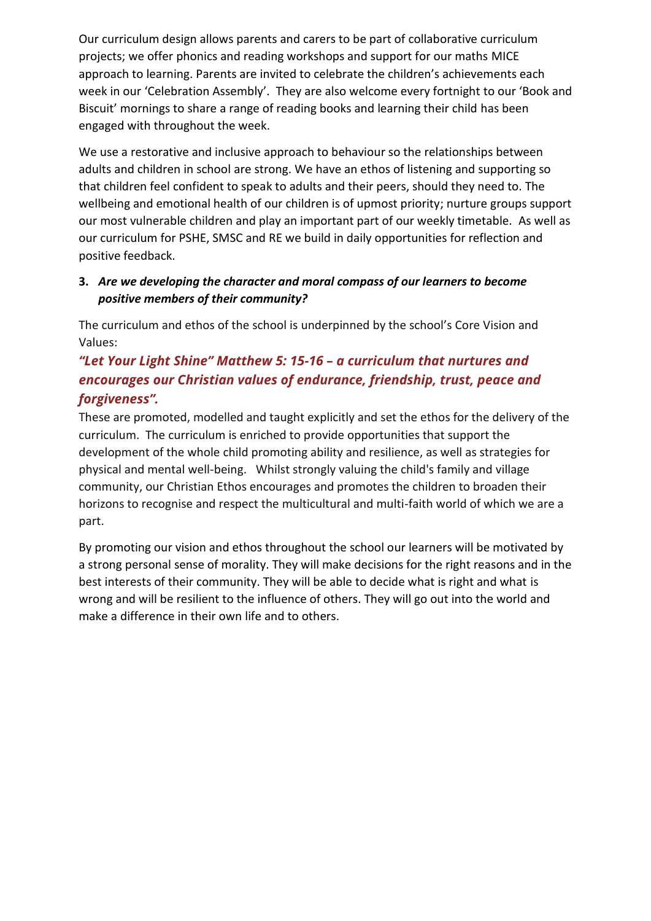Our curriculum design allows parents and carers to be part of collaborative curriculum projects; we offer phonics and reading workshops and support for our maths MICE approach to learning. Parents are invited to celebrate the children's achievements each week in our 'Celebration Assembly'. They are also welcome every fortnight to our 'Book and Biscuit' mornings to share a range of reading books and learning their child has been engaged with throughout the week.

We use a restorative and inclusive approach to behaviour so the relationships between adults and children in school are strong. We have an ethos of listening and supporting so that children feel confident to speak to adults and their peers, should they need to. The wellbeing and emotional health of our children is of upmost priority; nurture groups support our most vulnerable children and play an important part of our weekly timetable. As well as our curriculum for PSHE, SMSC and RE we build in daily opportunities for reflection and positive feedback.

3. ***Are we developing the character and moral compass of our learners to become positive members of their community?***

The curriculum and ethos of the school is underpinned by the school's Core Vision and Values:

***"Let Your Light Shine" Matthew 5: 15-16 – a curriculum that nurtures and encourages our Christian values of endurance, friendship, trust, peace and forgiveness".***

These are promoted, modelled and taught explicitly and set the ethos for the delivery of the curriculum. The curriculum is enriched to provide opportunities that support the development of the whole child promoting ability and resilience, as well as strategies for physical and mental well-being. Whilst strongly valuing the child's family and village community, our Christian Ethos encourages and promotes the children to broaden their horizons to recognise and respect the multicultural and multi-faith world of which we are a part.

By promoting our vision and ethos throughout the school our learners will be motivated by a strong personal sense of morality. They will make decisions for the right reasons and in the best interests of their community. They will be able to decide what is right and what is wrong and will be resilient to the influence of others. They will go out into the world and make a difference in their own life and to others.